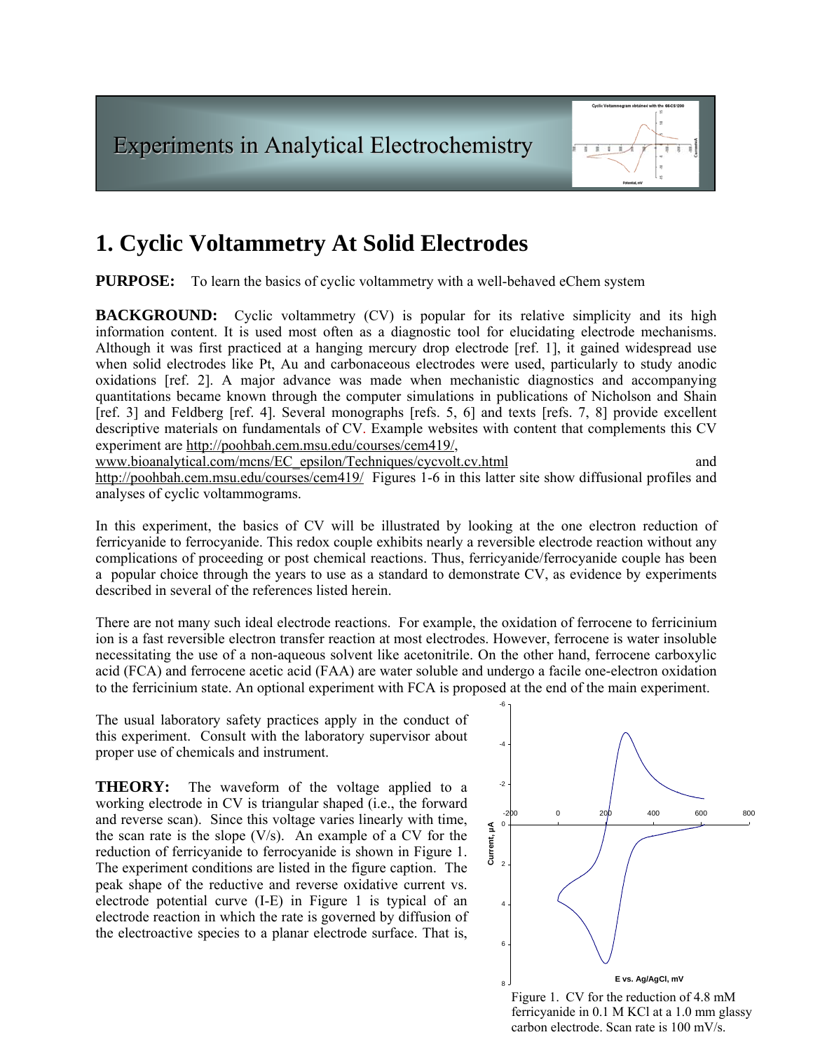Experiments in Analytical Electrochemistry

# 1. Cyclic Voltammetry At Solid Electrodes

**PURPOSE:** To learn the basics of cyclic voltammetry with a well-behaved eChem system

**BACKGROUND:** Cyclic voltammetry (CV) is popular for its relative simplicity and its high information content. It is used most often as a diagnostic tool for elucidating electrode mechanisms. Although it was first practiced at a hanging mercury drop electrode [ref. 1], it gained widespread use when solid electrodes like Pt, Au and carbonaceous electrodes were used, particularly to study anodic oxidations [ref. 2]. A major advance was made when mechanistic diagnostics and accompanying quantitations became known through the computer simulations in publications of Nicholson and Shain [ref. 3] and Feldberg [ref. 4]. Several monographs [refs. 5, 6] and texts [refs. 7, 8] provide excellent descriptive materials on fundamentals of CV. Example websites with content that complements this CV experiment are http://poohbah.cem.msu.edu/courses/cem419/, www.bioanalytical.com/mcns/EC_epsilon/Techniques/cycvolt.cv.html and http://poohbah.cem.msu.edu/courses/cem419/ Figures 1-6 in this latter site show diffusional profiles and analyses of cyclic voltammograms.

In this experiment, the basics of CV will be illustrated by looking at the one electron reduction of ferricyanide to ferrocyanide. This redox couple exhibits nearly a reversible electrode reaction without any complications of proceeding or post chemical reactions. Thus, ferricyanide/ferrocyanide couple has been a popular choice through the years to use as a standard to demonstrate CV, as evidence by experiments described in several of the references listed herein.

There are not many such ideal electrode reactions. For example, the oxidation of ferrocene to ferricinium ion is a fast reversible electron transfer reaction at most electrodes. However, ferrocene is water insoluble necessitating the use of a non-aqueous solvent like acetonitrile. On the other hand, ferrocene carboxylic acid (FCA) and ferrocene acetic acid (FAA) are water soluble and undergo a facile one-electron oxidation to the ferricinium state. An optional experiment with FCA is proposed at the end of the main experiment.

The usual laboratory safety practices apply in the conduct of this experiment. Consult with the laboratory supervisor about proper use of chemicals and instrument.

**THEORY:** The waveform of the voltage applied to a working electrode in CV is triangular shaped (i.e., the forward and reverse scan). Since this voltage varies linearly with time, the scan rate is the slope (V/s). An example of a CV for the reduction of ferricyanide to ferrocyanide is shown in Figure 1. The experiment conditions are listed in the figure caption. The peak shape of the reductive and reverse oxidative current vs. electrode potential curve (I-E) in Figure 1 is typical of an electrode reaction in which the rate is governed by diffusion of the electroactive species to a planar electrode surface. That is,

Figure 1. CV for the reduction of 4.8 mM ferricyanide in 0.1 M KCl at a 1.0 mm glassy carbon electrode. Scan rate is 100 mV/s.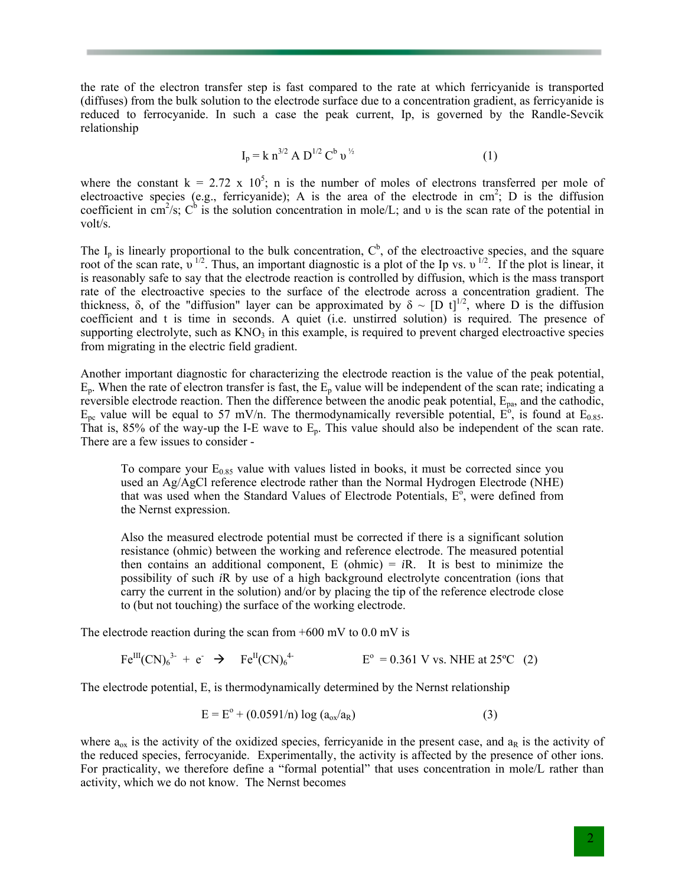the rate of the electron transfer step is fast compared to the rate at which ferricyanide is transported (diffuses) from the bulk solution to the electrode surface due to a concentration gradient, as ferricyanide is reduced to ferrocyanide. In such a case the peak current, Ip, is governed by the Randle-Sevcik relationship

$$I_p = k\, n^{3/2}\, A\, D^{1/2}\, C^b\, \upsilon^{1/2} \qquad (1)$$

where the constant $k = 2.72 \times 10^5$; n is the number of moles of electrons transferred per mole of electroactive species (e.g., ferricyanide); A is the area of the electrode in $cm^2$; D is the diffusion coefficient in $cm^2/s$; $C^b$ is the solution concentration in mole/L; and $\upsilon$ is the scan rate of the potential in volt/s.

The $I_p$ is linearly proportional to the bulk concentration, $C^b$, of the electroactive species, and the square root of the scan rate, $\upsilon^{1/2}$. Thus, an important diagnostic is a plot of the Ip vs. $\upsilon^{1/2}$. If the plot is linear, it is reasonably safe to say that the electrode reaction is controlled by diffusion, which is the mass transport rate of the electroactive species to the surface of the electrode across a concentration gradient. The thickness, $\delta$, of the "diffusion" layer can be approximated by $\delta \sim [D\ t]^{1/2}$, where D is the diffusion coefficient and t is time in seconds. A quiet (i.e. unstirred solution) is required. The presence of supporting electrolyte, such as $KNO_3$ in this example, is required to prevent charged electroactive species from migrating in the electric field gradient.

Another important diagnostic for characterizing the electrode reaction is the value of the peak potential, $E_p$. When the rate of electron transfer is fast, the $E_p$ value will be independent of the scan rate; indicating a reversible electrode reaction. Then the difference between the anodic peak potential, $E_{pa}$, and the cathodic, $E_{pc}$ value will be equal to 57 mV/n. The thermodynamically reversible potential, $E^o$, is found at $E_{0.85}$. That is, 85% of the way-up the I-E wave to $E_p$. This value should also be independent of the scan rate. There are a few issues to consider -

> To compare your $E_{0.85}$ value with values listed in books, it must be corrected since you used an Ag/AgCl reference electrode rather than the Normal Hydrogen Electrode (NHE) that was used when the Standard Values of Electrode Potentials, $E^o$, were defined from the Nernst expression.
>
> Also the measured electrode potential must be corrected if there is a significant solution resistance (ohmic) between the working and reference electrode. The measured potential then contains an additional component, E (ohmic) = *i*R. It is best to minimize the possibility of such *i*R by use of a high background electrolyte concentration (ions that carry the current in the solution) and/or by placing the tip of the reference electrode close to (but not touching) the surface of the working electrode.

The electrode reaction during the scan from +600 mV to 0.0 mV is

$$Fe^{III}(CN)_6^{3-} + e^- \rightarrow Fe^{II}(CN)_6^{4-} \qquad E^o = 0.361 \text{ V vs. NHE at } 25^oC \quad (2)$$

The electrode potential, E, is thermodynamically determined by the Nernst relationship

$$E = E^o + (0.0591/n)\log(a_{ox}/a_R) \qquad (3)$$

where $a_{ox}$ is the activity of the oxidized species, ferricyanide in the present case, and $a_R$ is the activity of the reduced species, ferrocyanide. Experimentally, the activity is affected by the presence of other ions. For practicality, we therefore define a "formal potential" that uses concentration in mole/L rather than activity, which we do not know. The Nernst becomes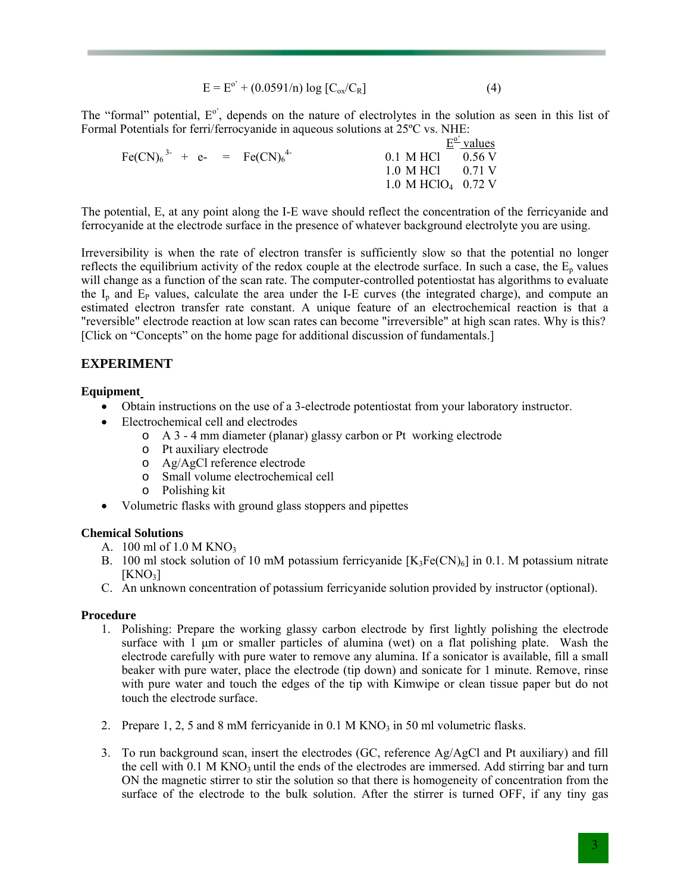$$E = E^{o'} + (0.0591/n) \log [C_{ox}/C_R] \qquad (4)$$

The "formal" potential, $E^{o'}$, depends on the nature of electrolytes in the solution as seen in this list of Formal Potentials for ferri/ferrocyanide in aqueous solutions at 25ºC vs. NHE:

| Reaction | Electrolyte | $E^{o'}$ values |
|---|---|---|
| $Fe(CN)_6^{3-} + e^- = Fe(CN)_6^{4-}$ | 0.1 M HCl | 0.56 V |
| | 1.0 M HCl | 0.71 V |
| | 1.0 M $HClO_4$ | 0.72 V |

The potential, E, at any point along the I-E wave should reflect the concentration of the ferricyanide and ferrocyanide at the electrode surface in the presence of whatever background electrolyte you are using.

Irreversibility is when the rate of electron transfer is sufficiently slow so that the potential no longer reflects the equilibrium activity of the redox couple at the electrode surface. In such a case, the $E_p$ values will change as a function of the scan rate. The computer-controlled potentiostat has algorithms to evaluate the $I_p$ and $E_P$ values, calculate the area under the I-E curves (the integrated charge), and compute an estimated electron transfer rate constant. A unique feature of an electrochemical reaction is that a "reversible" electrode reaction at low scan rates can become "irreversible" at high scan rates. Why is this? [Click on "Concepts" on the home page for additional discussion of fundamentals.]

## EXPERIMENT

### Equipment

- Obtain instructions on the use of a 3-electrode potentiostat from your laboratory instructor.
- Electrochemical cell and electrodes
  - A 3 - 4 mm diameter (planar) glassy carbon or Pt working electrode
  - Pt auxiliary electrode
  - Ag/AgCl reference electrode
  - Small volume electrochemical cell
  - Polishing kit
- Volumetric flasks with ground glass stoppers and pipettes

### Chemical Solutions

A. 100 ml of 1.0 M $KNO_3$
B. 100 ml stock solution of 10 mM potassium ferricyanide [$K_3Fe(CN)_6$] in 0.1. M potassium nitrate [$KNO_3$]
C. An unknown concentration of potassium ferricyanide solution provided by instructor (optional).

### Procedure

1. Polishing: Prepare the working glassy carbon electrode by first lightly polishing the electrode surface with 1 μm or smaller particles of alumina (wet) on a flat polishing plate. Wash the electrode carefully with pure water to remove any alumina. If a sonicator is available, fill a small beaker with pure water, place the electrode (tip down) and sonicate for 1 minute. Remove, rinse with pure water and touch the edges of the tip with Kimwipe or clean tissue paper but do not touch the electrode surface.

2. Prepare 1, 2, 5 and 8 mM ferricyanide in 0.1 M $KNO_3$ in 50 ml volumetric flasks.

3. To run background scan, insert the electrodes (GC, reference Ag/AgCl and Pt auxiliary) and fill the cell with 0.1 M $KNO_3$ until the ends of the electrodes are immersed. Add stirring bar and turn ON the magnetic stirrer to stir the solution so that there is homogeneity of concentration from the surface of the electrode to the bulk solution. After the stirrer is turned OFF, if any tiny gas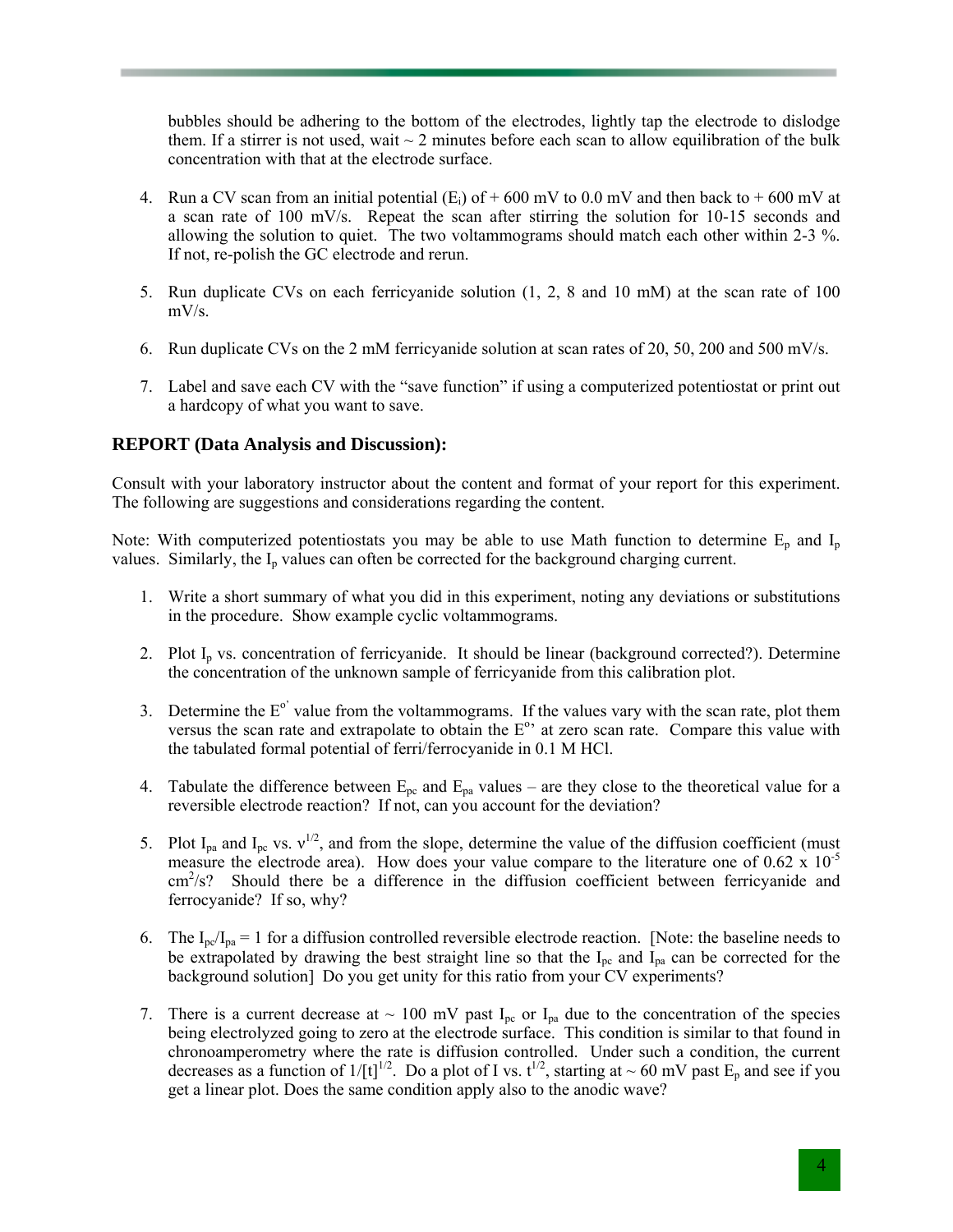bubbles should be adhering to the bottom of the electrodes, lightly tap the electrode to dislodge them. If a stirrer is not used, wait ~ 2 minutes before each scan to allow equilibration of the bulk concentration with that at the electrode surface.

4. Run a CV scan from an initial potential ($E_i$) of + 600 mV to 0.0 mV and then back to + 600 mV at a scan rate of 100 mV/s. Repeat the scan after stirring the solution for 10-15 seconds and allowing the solution to quiet. The two voltammograms should match each other within 2-3 %. If not, re-polish the GC electrode and rerun.

5. Run duplicate CVs on each ferricyanide solution (1, 2, 8 and 10 mM) at the scan rate of 100 mV/s.

6. Run duplicate CVs on the 2 mM ferricyanide solution at scan rates of 20, 50, 200 and 500 mV/s.

7. Label and save each CV with the "save function" if using a computerized potentiostat or print out a hardcopy of what you want to save.

## REPORT (Data Analysis and Discussion):

Consult with your laboratory instructor about the content and format of your report for this experiment. The following are suggestions and considerations regarding the content.

Note: With computerized potentiostats you may be able to use Math function to determine $E_p$ and $I_p$ values. Similarly, the $I_p$ values can often be corrected for the background charging current.

1. Write a short summary of what you did in this experiment, noting any deviations or substitutions in the procedure. Show example cyclic voltammograms.

2. Plot $I_p$ vs. concentration of ferricyanide. It should be linear (background corrected?). Determine the concentration of the unknown sample of ferricyanide from this calibration plot.

3. Determine the $E^{o'}$ value from the voltammograms. If the values vary with the scan rate, plot them versus the scan rate and extrapolate to obtain the $E^{o'}$ at zero scan rate. Compare this value with the tabulated formal potential of ferri/ferrocyanide in 0.1 M HCl.

4. Tabulate the difference between $E_{pc}$ and $E_{pa}$ values – are they close to the theoretical value for a reversible electrode reaction? If not, can you account for the deviation?

5. Plot $I_{pa}$ and $I_{pc}$ vs. $\nu^{1/2}$, and from the slope, determine the value of the diffusion coefficient (must measure the electrode area). How does your value compare to the literature one of $0.62 \times 10^{-5}$ $cm^2/s$? Should there be a difference in the diffusion coefficient between ferricyanide and ferrocyanide? If so, why?

6. The $I_{pc}/I_{pa} = 1$ for a diffusion controlled reversible electrode reaction. [Note: the baseline needs to be extrapolated by drawing the best straight line so that the $I_{pc}$ and $I_{pa}$ can be corrected for the background solution] Do you get unity for this ratio from your CV experiments?

7. There is a current decrease at ~ 100 mV past $I_{pc}$ or $I_{pa}$ due to the concentration of the species being electrolyzed going to zero at the electrode surface. This condition is similar to that found in chronoamperometry where the rate is diffusion controlled. Under such a condition, the current decreases as a function of $1/[t]^{1/2}$. Do a plot of I vs. $t^{1/2}$, starting at ~ 60 mV past $E_p$ and see if you get a linear plot. Does the same condition apply also to the anodic wave?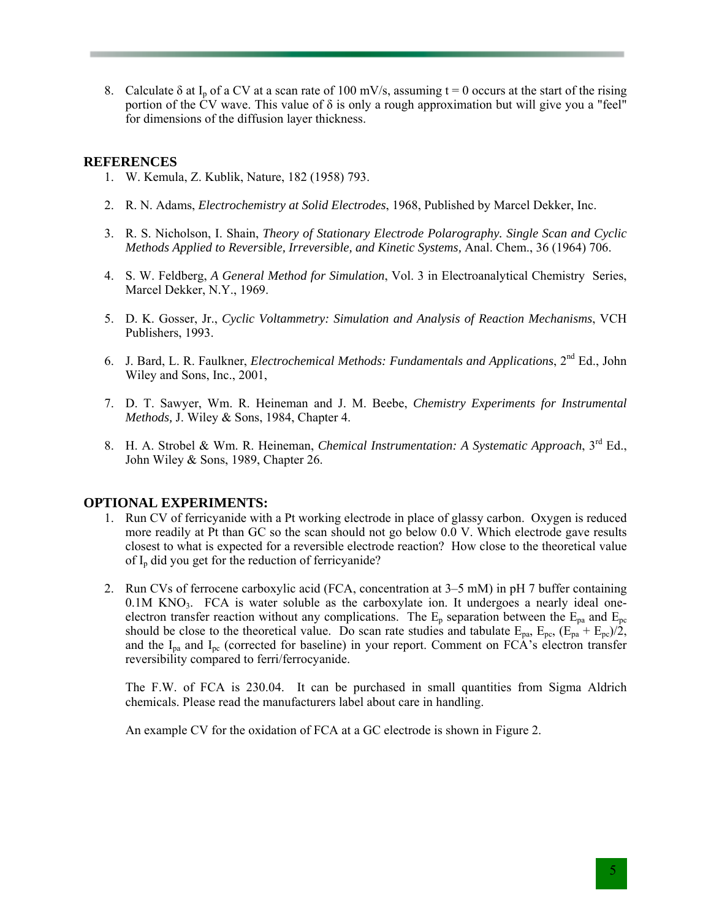8. Calculate $\delta$ at $I_p$ of a CV at a scan rate of 100 mV/s, assuming $t = 0$ occurs at the start of the rising portion of the CV wave. This value of $\delta$ is only a rough approximation but will give you a "feel" for dimensions of the diffusion layer thickness.

## REFERENCES

1. W. Kemula, Z. Kublik, Nature, 182 (1958) 793.

2. R. N. Adams, *Electrochemistry at Solid Electrodes*, 1968, Published by Marcel Dekker, Inc.

3. R. S. Nicholson, I. Shain, *Theory of Stationary Electrode Polarography. Single Scan and Cyclic Methods Applied to Reversible, Irreversible, and Kinetic Systems,* Anal. Chem., 36 (1964) 706.

4. S. W. Feldberg, *A General Method for Simulation*, Vol. 3 in Electroanalytical Chemistry Series, Marcel Dekker, N.Y., 1969.

5. D. K. Gosser, Jr., *Cyclic Voltammetry: Simulation and Analysis of Reaction Mechanisms*, VCH Publishers, 1993.

6. J. Bard, L. R. Faulkner, *Electrochemical Methods: Fundamentals and Applications*, 2nd Ed., John Wiley and Sons, Inc., 2001,

7. D. T. Sawyer, Wm. R. Heineman and J. M. Beebe, *Chemistry Experiments for Instrumental Methods,* J. Wiley & Sons, 1984, Chapter 4.

8. H. A. Strobel & Wm. R. Heineman, *Chemical Instrumentation: A Systematic Approach*, 3rd Ed., John Wiley & Sons, 1989, Chapter 26.

## OPTIONAL EXPERIMENTS:

1. Run CV of ferricyanide with a Pt working electrode in place of glassy carbon. Oxygen is reduced more readily at Pt than GC so the scan should not go below 0.0 V. Which electrode gave results closest to what is expected for a reversible electrode reaction? How close to the theoretical value of $I_p$ did you get for the reduction of ferricyanide?

2. Run CVs of ferrocene carboxylic acid (FCA, concentration at 3–5 mM) in pH 7 buffer containing 0.1M $KNO_3$. FCA is water soluble as the carboxylate ion. It undergoes a nearly ideal one-electron transfer reaction without any complications. The $E_p$ separation between the $E_{pa}$ and $E_{pc}$ should be close to the theoretical value. Do scan rate studies and tabulate $E_{pa}$, $E_{pc}$, $(E_{pa} + E_{pc})/2$, and the $I_{pa}$ and $I_{pc}$ (corrected for baseline) in your report. Comment on FCA's electron transfer reversibility compared to ferri/ferrocyanide.

   The F.W. of FCA is 230.04. It can be purchased in small quantities from Sigma Aldrich chemicals. Please read the manufacturers label about care in handling.

   An example CV for the oxidation of FCA at a GC electrode is shown in Figure 2.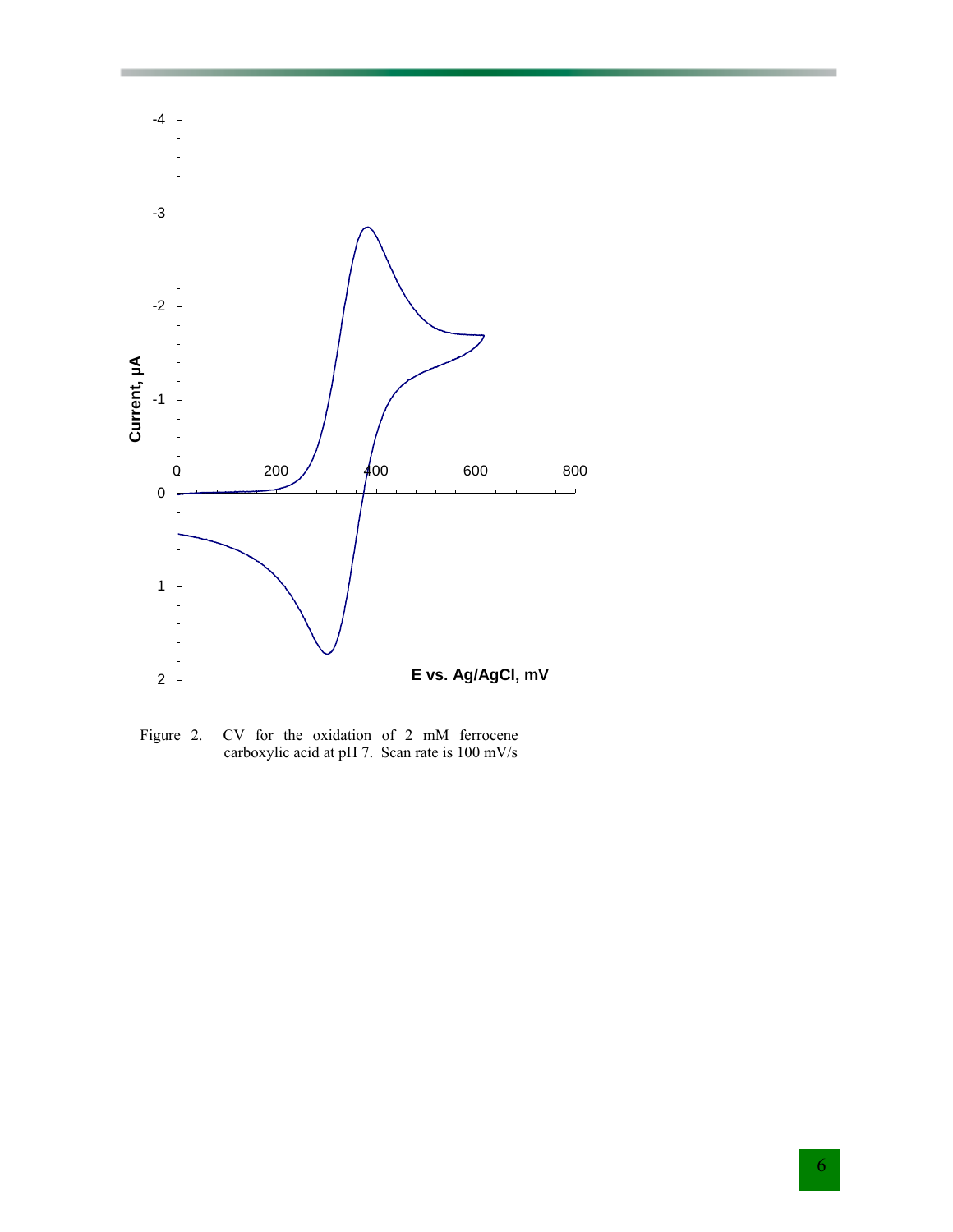-4

-3

-2

Current, µA

-1

0

200

400

600

800

0

1

2

E vs. Ag/AgCl, mV

Figure 2. CV for the oxidation of 2 mM ferrocene carboxylic acid at pH 7. Scan rate is 100 mV/s